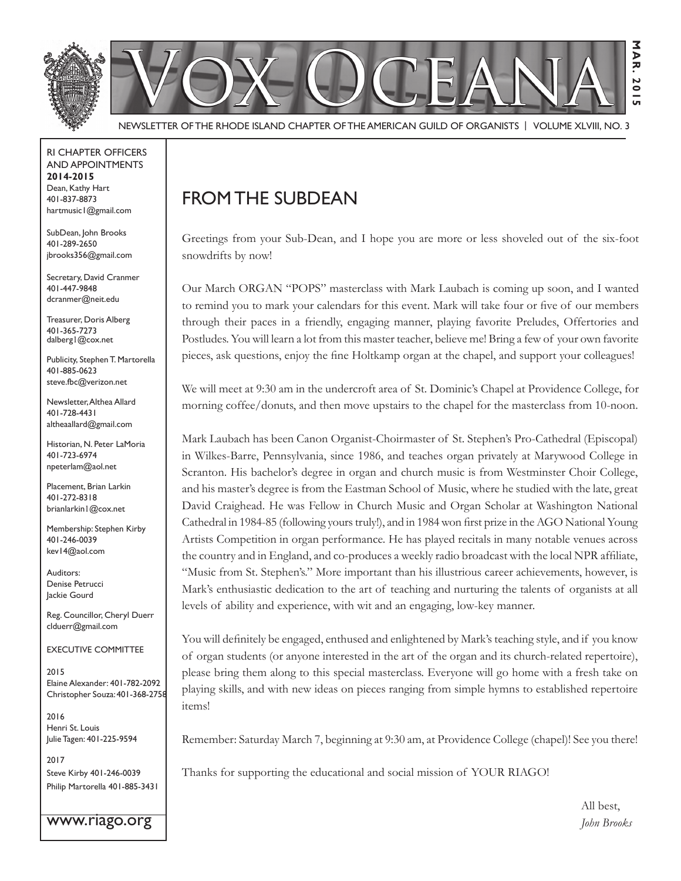# VOX OCEANA

NEWSLETTER OF THE RHODE ISLAND CHAPTER OF THE AMERICAN GUILD OF ORGANISTS | VOLUME XLVIII, NO. 3

MAR. 2015

RI CHAPTER OFFICERS AND APPOINTMENTS
**2014-2015**

Dean, Kathy Hart
401-837-8873
hartmusic1@gmail.com

SubDean, John Brooks
401-289-2650
jbrooks356@gmail.com

Secretary, David Cranmer
401-447-9848
dcranmer@neit.edu

Treasurer, Doris Alberg
401-365-7273
dalberg1@cox.net

Publicity, Stephen T. Martorella
401-885-0623
steve.fbc@verizon.net

Newsletter, Althea Allard
401-728-4431
altheaallard@gmail.com

Historian, N. Peter LaMoria
401-723-6974
npeterlam@aol.net

Placement, Brian Larkin
401-272-8318
brianlarkin1@cox.net

Membership: Stephen Kirby
401-246-0039
kev14@aol.com

Auditors:
Denise Petrucci
Jackie Gourd

Reg. Councillor, Cheryl Duerr
clduerr@gmail.com

EXECUTIVE COMMITTEE

2015
Elaine Alexander: 401-782-2092
Christopher Souza: 401-368-2758

2016
Henri St. Louis
Julie Tagen: 401-225-9594

2017
Steve Kirby 401-246-0039
Philip Martorella 401-885-3431

www.riago.org

## FROM THE SUBDEAN

Greetings from your Sub-Dean, and I hope you are more or less shoveled out of the six-foot snowdrifts by now!

Our March ORGAN "POPS" masterclass with Mark Laubach is coming up soon, and I wanted to remind you to mark your calendars for this event. Mark will take four or five of our members through their paces in a friendly, engaging manner, playing favorite Preludes, Offertories and Postludes. You will learn a lot from this master teacher, believe me! Bring a few of your own favorite pieces, ask questions, enjoy the fine Holtkamp organ at the chapel, and support your colleagues!

We will meet at 9:30 am in the undercroft area of St. Dominic's Chapel at Providence College, for morning coffee/donuts, and then move upstairs to the chapel for the masterclass from 10-noon.

Mark Laubach has been Canon Organist-Choirmaster of St. Stephen's Pro-Cathedral (Episcopal) in Wilkes-Barre, Pennsylvania, since 1986, and teaches organ privately at Marywood College in Scranton. His bachelor's degree in organ and church music is from Westminster Choir College, and his master's degree is from the Eastman School of Music, where he studied with the late, great David Craighead. He was Fellow in Church Music and Organ Scholar at Washington National Cathedral in 1984-85 (following yours truly!), and in 1984 won first prize in the AGO National Young Artists Competition in organ performance. He has played recitals in many notable venues across the country and in England, and co-produces a weekly radio broadcast with the local NPR affiliate, "Music from St. Stephen's." More important than his illustrious career achievements, however, is Mark's enthusiastic dedication to the art of teaching and nurturing the talents of organists at all levels of ability and experience, with wit and an engaging, low-key manner.

You will definitely be engaged, enthused and enlightened by Mark's teaching style, and if you know of organ students (or anyone interested in the art of the organ and its church-related repertoire), please bring them along to this special masterclass. Everyone will go home with a fresh take on playing skills, and with new ideas on pieces ranging from simple hymns to established repertoire items!

Remember: Saturday March 7, beginning at 9:30 am, at Providence College (chapel)! See you there!

Thanks for supporting the educational and social mission of YOUR RIAGO!

All best,
*John Brooks*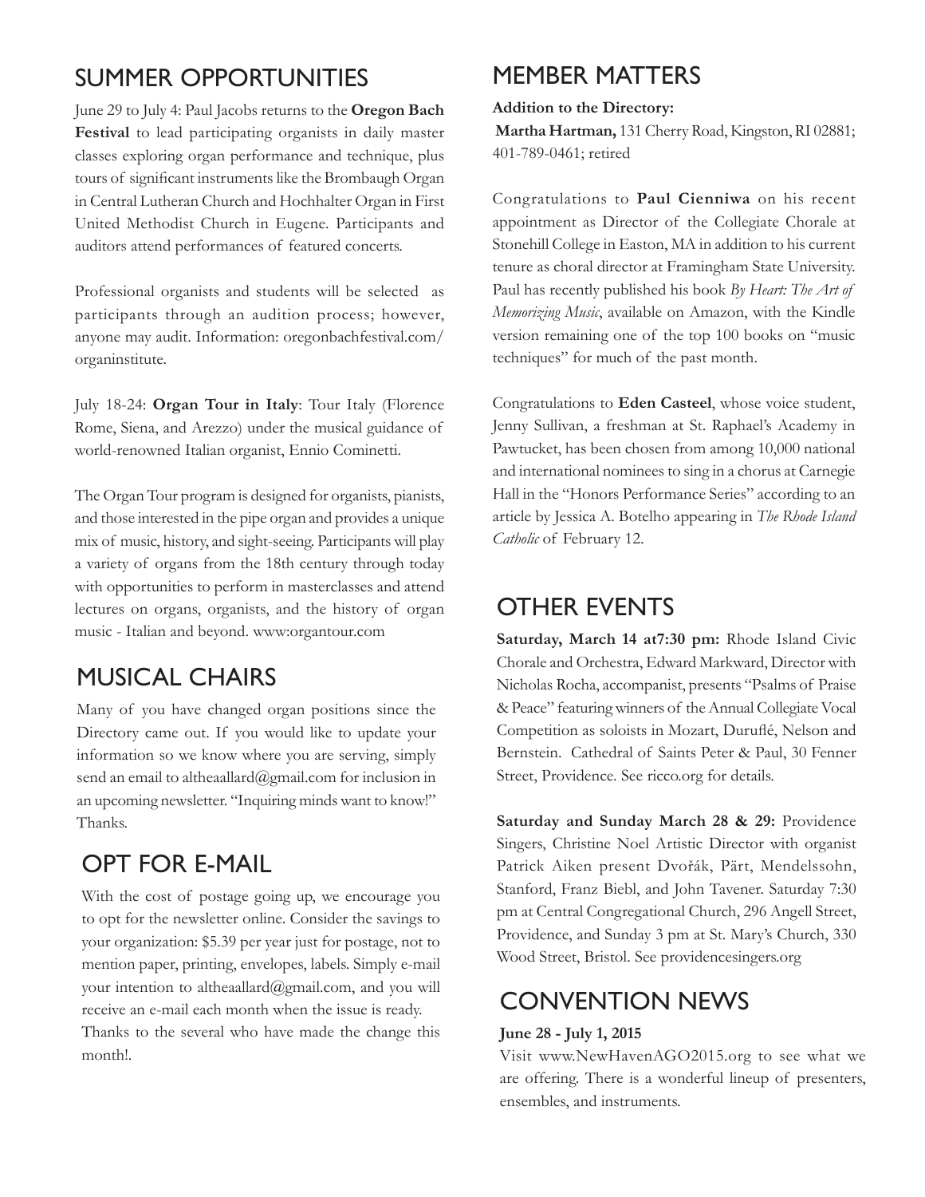## SUMMER OPPORTUNITIES

June 29 to July 4: Paul Jacobs returns to the **Oregon Bach Festival** to lead participating organists in daily master classes exploring organ performance and technique, plus tours of significant instruments like the Brombaugh Organ in Central Lutheran Church and Hochhalter Organ in First United Methodist Church in Eugene. Participants and auditors attend performances of featured concerts.

Professional organists and students will be selected as participants through an audition process; however, anyone may audit. Information: oregonbachfestival.com/organinstitute.

July 18-24: **Organ Tour in Italy**: Tour Italy (Florence Rome, Siena, and Arezzo) under the musical guidance of world-renowned Italian organist, Ennio Cominetti.

The Organ Tour program is designed for organists, pianists, and those interested in the pipe organ and provides a unique mix of music, history, and sight-seeing. Participants will play a variety of organs from the 18th century through today with opportunities to perform in masterclasses and attend lectures on organs, organists, and the history of organ music - Italian and beyond. www:organtour.com

## MUSICAL CHAIRS

Many of you have changed organ positions since the Directory came out. If you would like to update your information so we know where you are serving, simply send an email to altheaallard@gmail.com for inclusion in an upcoming newsletter. "Inquiring minds want to know!" Thanks.

## OPT FOR E-MAIL

With the cost of postage going up, we encourage you to opt for the newsletter online. Consider the savings to your organization: $5.39 per year just for postage, not to mention paper, printing, envelopes, labels. Simply e-mail your intention to altheaallard@gmail.com, and you will receive an e-mail each month when the issue is ready. Thanks to the several who have made the change this month!.

## MEMBER MATTERS

**Addition to the Directory:**
**Martha Hartman,** 131 Cherry Road, Kingston, RI 02881; 401-789-0461; retired

Congratulations to **Paul Cienniwa** on his recent appointment as Director of the Collegiate Chorale at Stonehill College in Easton, MA in addition to his current tenure as choral director at Framingham State University. Paul has recently published his book *By Heart: The Art of Memorizing Music*, available on Amazon, with the Kindle version remaining one of the top 100 books on "music techniques" for much of the past month.

Congratulations to **Eden Casteel**, whose voice student, Jenny Sullivan, a freshman at St. Raphael's Academy in Pawtucket, has been chosen from among 10,000 national and international nominees to sing in a chorus at Carnegie Hall in the "Honors Performance Series" according to an article by Jessica A. Botelho appearing in *The Rhode Island Catholic* of February 12.

## OTHER EVENTS

**Saturday, March 14 at7:30 pm:** Rhode Island Civic Chorale and Orchestra, Edward Markward, Director with Nicholas Rocha, accompanist, presents "Psalms of Praise & Peace" featuring winners of the Annual Collegiate Vocal Competition as soloists in Mozart, Duruflé, Nelson and Bernstein. Cathedral of Saints Peter & Paul, 30 Fenner Street, Providence. See ricco.org for details.

**Saturday and Sunday March 28 & 29:** Providence Singers, Christine Noel Artistic Director with organist Patrick Aiken present Dvořák, Pärt, Mendelssohn, Stanford, Franz Biebl, and John Tavener. Saturday 7:30 pm at Central Congregational Church, 296 Angell Street, Providence, and Sunday 3 pm at St. Mary's Church, 330 Wood Street, Bristol. See providencesingers.org

## CONVENTION NEWS

**June 28 - July 1, 2015**

Visit www.NewHavenAGO2015.org to see what we are offering. There is a wonderful lineup of presenters, ensembles, and instruments.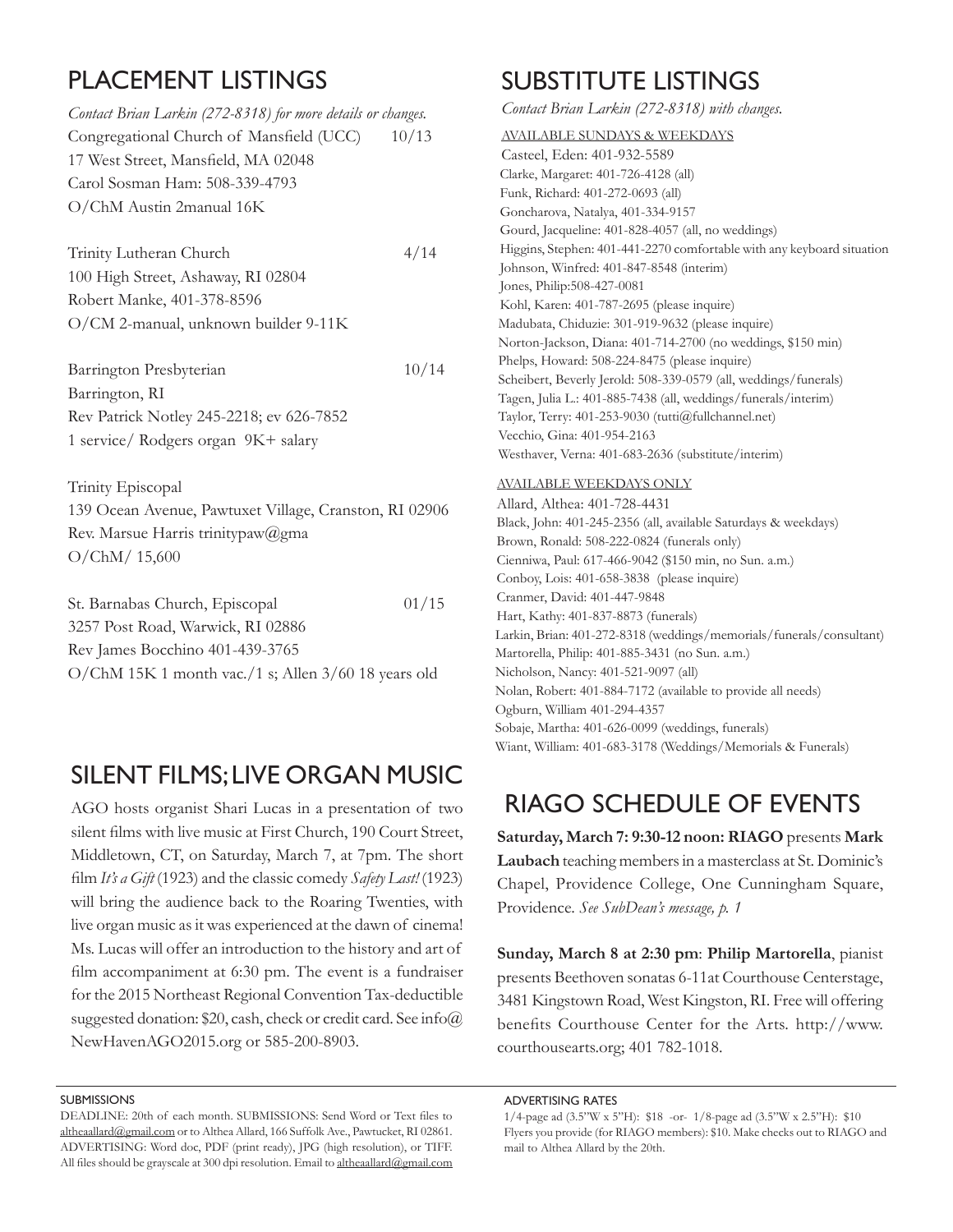## PLACEMENT LISTINGS

*Contact Brian Larkin (272-8318) for more details or changes.*

Congregational Church of Mansfield (UCC) 10/13
17 West Street, Mansfield, MA 02048
Carol Sosman Ham: 508-339-4793
O/ChM Austin 2manual 16K

Trinity Lutheran Church 4/14
100 High Street, Ashaway, RI 02804
Robert Manke, 401-378-8596
O/CM 2-manual, unknown builder 9-11K

Barrington Presbyterian 10/14
Barrington, RI
Rev Patrick Notley 245-2218; ev 626-7852
1 service/ Rodgers organ 9K+ salary

Trinity Episcopal
139 Ocean Avenue, Pawtuxet Village, Cranston, RI 02906
Rev. Marsue Harris trinitypaw@gma
O/ChM/ 15,600

St. Barnabas Church, Episcopal 01/15
3257 Post Road, Warwick, RI 02886
Rev James Bocchino 401-439-3765
O/ChM 15K 1 month vac./1 s; Allen 3/60 18 years old

## SILENT FILMS; LIVE ORGAN MUSIC

AGO hosts organist Shari Lucas in a presentation of two silent films with live music at First Church, 190 Court Street, Middletown, CT, on Saturday, March 7, at 7pm. The short film *It's a Gift* (1923) and the classic comedy *Safety Last!* (1923) will bring the audience back to the Roaring Twenties, with live organ music as it was experienced at the dawn of cinema! Ms. Lucas will offer an introduction to the history and art of film accompaniment at 6:30 pm. The event is a fundraiser for the 2015 Northeast Regional Convention Tax-deductible suggested donation: $20, cash, check or credit card. See info@NewHavenAGO2015.org or 585-200-8903.

## SUBSTITUTE LISTINGS

*Contact Brian Larkin (272-8318) with changes.*

AVAILABLE SUNDAYS & WEEKDAYS

Casteel, Eden: 401-932-5589
Clarke, Margaret: 401-726-4128 (all)
Funk, Richard: 401-272-0693 (all)
Goncharova, Natalya, 401-334-9157
Gourd, Jacqueline: 401-828-4057 (all, no weddings)
Higgins, Stephen: 401-441-2270 comfortable with any keyboard situation
Johnson, Winfred: 401-847-8548 (interim)
Jones, Philip:508-427-0081
Kohl, Karen: 401-787-2695 (please inquire)
Madubata, Chiduzie: 301-919-9632 (please inquire)
Norton-Jackson, Diana: 401-714-2700 (no weddings, $150 min)
Phelps, Howard: 508-224-8475 (please inquire)
Scheibert, Beverly Jerold: 508-339-0579 (all, weddings/funerals)
Tagen, Julia L.: 401-885-7438 (all, weddings/funerals/interim)
Taylor, Terry: 401-253-9030 (tutti@fullchannel.net)
Vecchio, Gina: 401-954-2163
Westhaver, Verna: 401-683-2636 (substitute/interim)

AVAILABLE WEEKDAYS ONLY

Allard, Althea: 401-728-4431
Black, John: 401-245-2356 (all, available Saturdays & weekdays)
Brown, Ronald: 508-222-0824 (funerals only)
Cienniwa, Paul: 617-466-9042 ($150 min, no Sun. a.m.)
Conboy, Lois: 401-658-3838 (please inquire)
Cranmer, David: 401-447-9848
Hart, Kathy: 401-837-8873 (funerals)
Larkin, Brian: 401-272-8318 (weddings/memorials/funerals/consultant)
Martorella, Philip: 401-885-3431 (no Sun. a.m.)
Nicholson, Nancy: 401-521-9097 (all)
Nolan, Robert: 401-884-7172 (available to provide all needs)
Ogburn, William 401-294-4357
Sobaje, Martha: 401-626-0099 (weddings, funerals)
Wiant, William: 401-683-3178 (Weddings/Memorials & Funerals)

## RIAGO SCHEDULE OF EVENTS

**Saturday, March 7: 9:30-12 noon: RIAGO** presents **Mark Laubach** teaching members in a masterclass at St. Dominic's Chapel, Providence College, One Cunningham Square, Providence. *See SubDean's message, p. 1*

**Sunday, March 8 at 2:30 pm**: **Philip Martorella**, pianist presents Beethoven sonatas 6-11at Courthouse Centerstage, 3481 Kingstown Road, West Kingston, RI. Free will offering benefits Courthouse Center for the Arts. http://www.courthousearts.org; 401 782-1018.

### SUBMISSIONS

DEADLINE: 20th of each month. SUBMISSIONS: Send Word or Text files to altheaallard@gmail.com or to Althea Allard, 166 Suffolk Ave., Pawtucket, RI 02861. ADVERTISING: Word doc, PDF (print ready), JPG (high resolution), or TIFF. All files should be grayscale at 300 dpi resolution. Email to altheaallard@gmail.com

### ADVERTISING RATES

1/4-page ad (3.5"W x 5"H): $18 -or- 1/8-page ad (3.5"W x 2.5"H): $10
Flyers you provide (for RIAGO members): $10. Make checks out to RIAGO and mail to Althea Allard by the 20th.